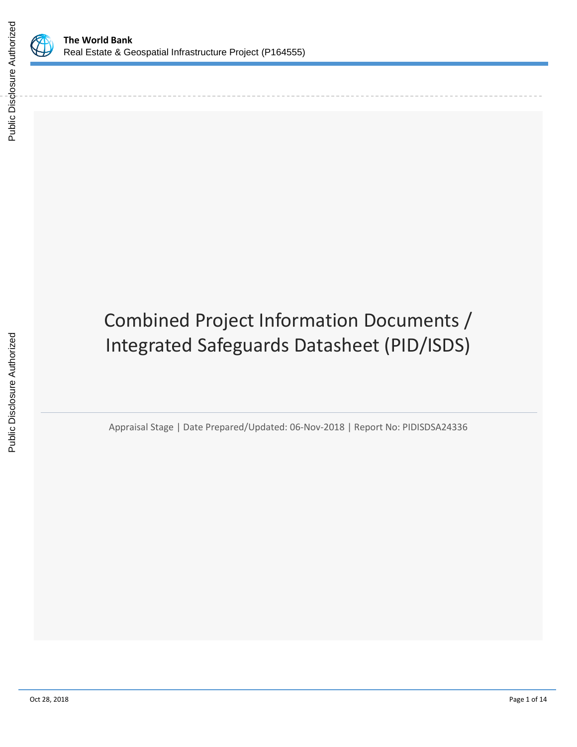# Combined Project Information Documents / Integrated Safeguards Datasheet (PID/ISDS)

Appraisal Stage | Date Prepared/Updated: 06-Nov-2018 | Report No: PIDISDSA24336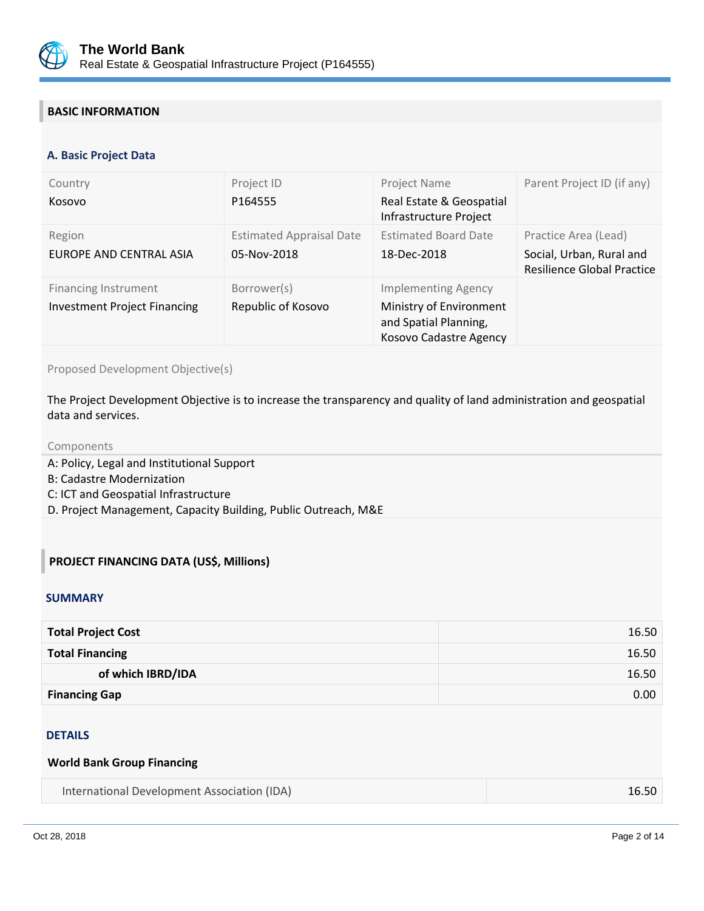## BASIC INFORMATION

### A. Basic Project Data

| Country | Project ID | Project Name | Parent Project ID (if any) |
|---|---|---|---|
| Kosovo | P164555 | Real Estate & Geospatial Infrastructure Project | |
| **Region** | **Estimated Appraisal Date** | **Estimated Board Date** | **Practice Area (Lead)** |
| EUROPE AND CENTRAL ASIA | 05-Nov-2018 | 18-Dec-2018 | Social, Urban, Rural and Resilience Global Practice |
| **Financing Instrument** | **Borrower(s)** | **Implementing Agency** | |
| Investment Project Financing | Republic of Kosovo | Ministry of Environment and Spatial Planning, Kosovo Cadastre Agency | |

Proposed Development Objective(s)

The Project Development Objective is to increase the transparency and quality of land administration and geospatial data and services.

Components

A: Policy, Legal and Institutional Support
B: Cadastre Modernization
C: ICT and Geospatial Infrastructure
D. Project Management, Capacity Building, Public Outreach, M&E

## PROJECT FINANCING DATA (US$, Millions)

### SUMMARY

| | |
|---|---|
| **Total Project Cost** | 16.50 |
| **Total Financing** | 16.50 |
| **of which IBRD/IDA** | 16.50 |
| **Financing Gap** | 0.00 |

### DETAILS

**World Bank Group Financing**

| | |
|---|---|
| International Development Association (IDA) | 16.50 |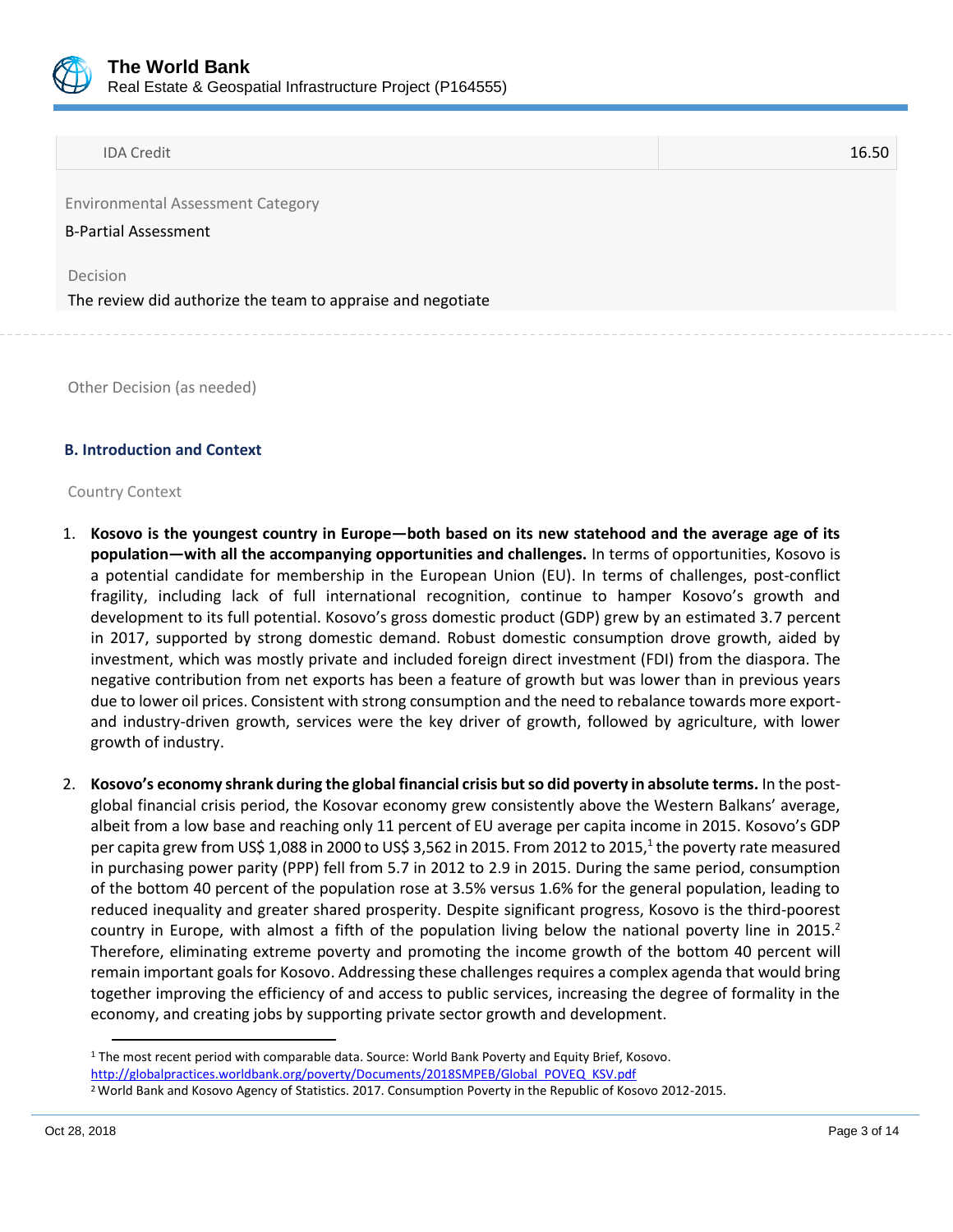| IDA Credit | 16.50 |
| --- | --- |

Environmental Assessment Category

B-Partial Assessment

Decision

The review did authorize the team to appraise and negotiate

Other Decision (as needed)

## B. Introduction and Context

### Country Context

1. **Kosovo is the youngest country in Europe—both based on its new statehood and the average age of its population—with all the accompanying opportunities and challenges.** In terms of opportunities, Kosovo is a potential candidate for membership in the European Union (EU). In terms of challenges, post-conflict fragility, including lack of full international recognition, continue to hamper Kosovo's growth and development to its full potential. Kosovo's gross domestic product (GDP) grew by an estimated 3.7 percent in 2017, supported by strong domestic demand. Robust domestic consumption drove growth, aided by investment, which was mostly private and included foreign direct investment (FDI) from the diaspora. The negative contribution from net exports has been a feature of growth but was lower than in previous years due to lower oil prices. Consistent with strong consumption and the need to rebalance towards more export- and industry-driven growth, services were the key driver of growth, followed by agriculture, with lower growth of industry.

2. **Kosovo's economy shrank during the global financial crisis but so did poverty in absolute terms.** In the post-global financial crisis period, the Kosovar economy grew consistently above the Western Balkans' average, albeit from a low base and reaching only 11 percent of EU average per capita income in 2015. Kosovo's GDP per capita grew from US$ 1,088 in 2000 to US$ 3,562 in 2015. From 2012 to 2015,[1] the poverty rate measured in purchasing power parity (PPP) fell from 5.7 in 2012 to 2.9 in 2015. During the same period, consumption of the bottom 40 percent of the population rose at 3.5% versus 1.6% for the general population, leading to reduced inequality and greater shared prosperity. Despite significant progress, Kosovo is the third-poorest country in Europe, with almost a fifth of the population living below the national poverty line in 2015.[2] Therefore, eliminating extreme poverty and promoting the income growth of the bottom 40 percent will remain important goals for Kosovo. Addressing these challenges requires a complex agenda that would bring together improving the efficiency of and access to public services, increasing the degree of formality in the economy, and creating jobs by supporting private sector growth and development.

[1] The most recent period with comparable data. Source: World Bank Poverty and Equity Brief, Kosovo. http://globalpractices.worldbank.org/poverty/Documents/2018SMPEB/Global_POVEQ_KSV.pdf

[2] World Bank and Kosovo Agency of Statistics. 2017. Consumption Poverty in the Republic of Kosovo 2012-2015.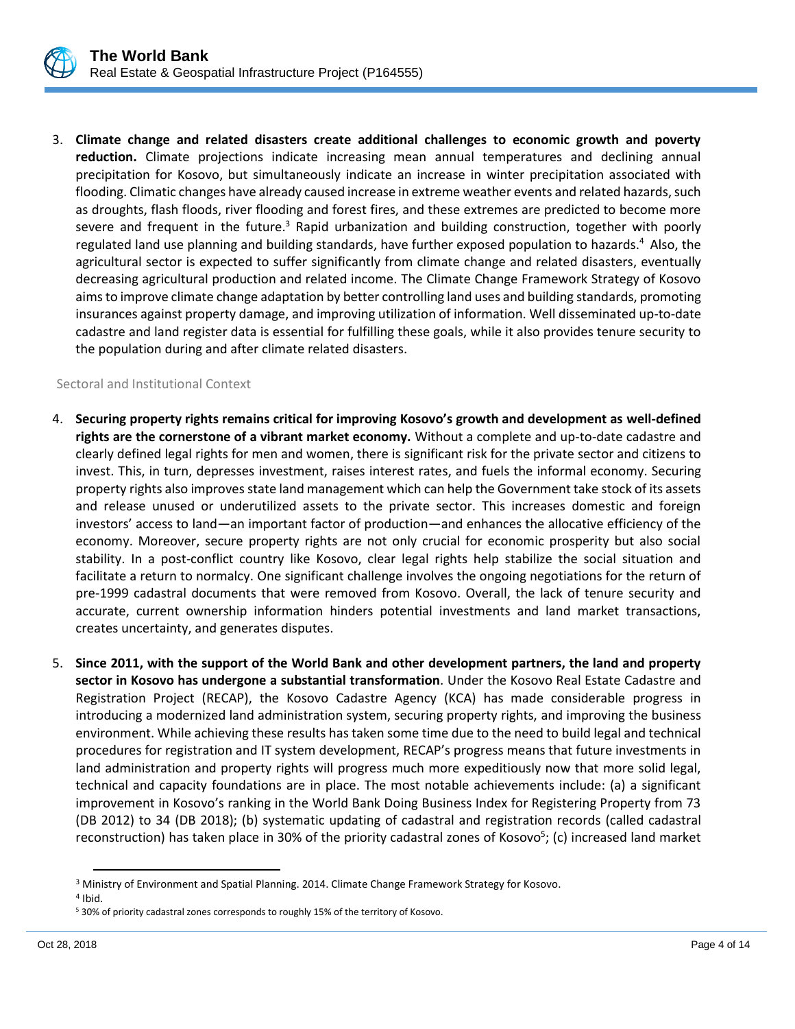3. **Climate change and related disasters create additional challenges to economic growth and poverty reduction.** Climate projections indicate increasing mean annual temperatures and declining annual precipitation for Kosovo, but simultaneously indicate an increase in winter precipitation associated with flooding. Climatic changes have already caused increase in extreme weather events and related hazards, such as droughts, flash floods, river flooding and forest fires, and these extremes are predicted to become more severe and frequent in the future.[3] Rapid urbanization and building construction, together with poorly regulated land use planning and building standards, have further exposed population to hazards.[4] Also, the agricultural sector is expected to suffer significantly from climate change and related disasters, eventually decreasing agricultural production and related income. The Climate Change Framework Strategy of Kosovo aims to improve climate change adaptation by better controlling land uses and building standards, promoting insurances against property damage, and improving utilization of information. Well disseminated up-to-date cadastre and land register data is essential for fulfilling these goals, while it also provides tenure security to the population during and after climate related disasters.

## Sectoral and Institutional Context

4. **Securing property rights remains critical for improving Kosovo's growth and development as well-defined rights are the cornerstone of a vibrant market economy.** Without a complete and up-to-date cadastre and clearly defined legal rights for men and women, there is significant risk for the private sector and citizens to invest. This, in turn, depresses investment, raises interest rates, and fuels the informal economy. Securing property rights also improves state land management which can help the Government take stock of its assets and release unused or underutilized assets to the private sector. This increases domestic and foreign investors' access to land—an important factor of production—and enhances the allocative efficiency of the economy. Moreover, secure property rights are not only crucial for economic prosperity but also social stability. In a post-conflict country like Kosovo, clear legal rights help stabilize the social situation and facilitate a return to normalcy. One significant challenge involves the ongoing negotiations for the return of pre-1999 cadastral documents that were removed from Kosovo. Overall, the lack of tenure security and accurate, current ownership information hinders potential investments and land market transactions, creates uncertainty, and generates disputes.

5. **Since 2011, with the support of the World Bank and other development partners, the land and property sector in Kosovo has undergone a substantial transformation**. Under the Kosovo Real Estate Cadastre and Registration Project (RECAP), the Kosovo Cadastre Agency (KCA) has made considerable progress in introducing a modernized land administration system, securing property rights, and improving the business environment. While achieving these results has taken some time due to the need to build legal and technical procedures for registration and IT system development, RECAP's progress means that future investments in land administration and property rights will progress much more expeditiously now that more solid legal, technical and capacity foundations are in place. The most notable achievements include: (a) a significant improvement in Kosovo's ranking in the World Bank Doing Business Index for Registering Property from 73 (DB 2012) to 34 (DB 2018); (b) systematic updating of cadastral and registration records (called cadastral reconstruction) has taken place in 30% of the priority cadastral zones of Kosovo[5]; (c) increased land market

---

[3] Ministry of Environment and Spatial Planning. 2014. Climate Change Framework Strategy for Kosovo.

[4] Ibid.

[5] 30% of priority cadastral zones corresponds to roughly 15% of the territory of Kosovo.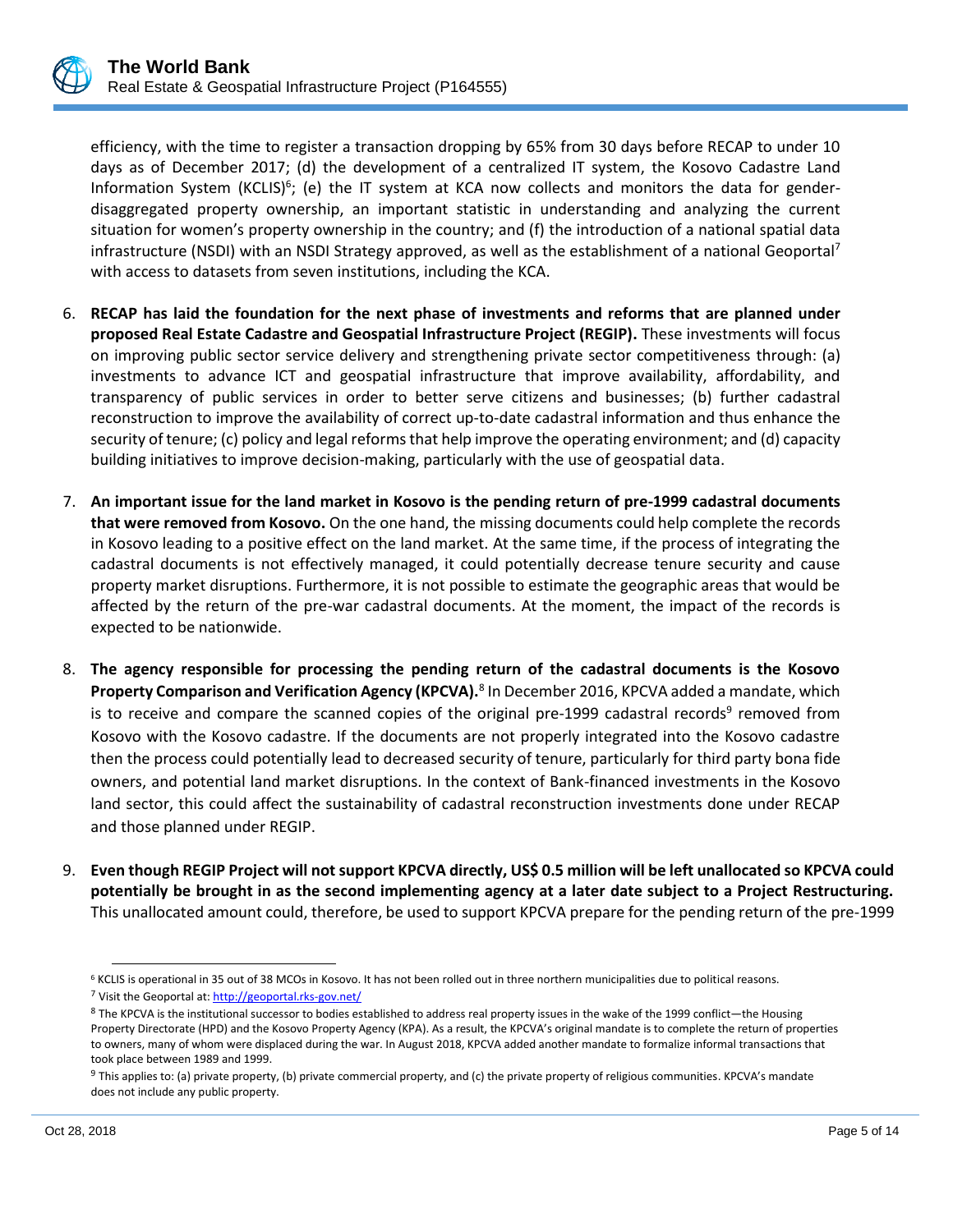efficiency, with the time to register a transaction dropping by 65% from 30 days before RECAP to under 10 days as of December 2017; (d) the development of a centralized IT system, the Kosovo Cadastre Land Information System (KCLIS)[6]; (e) the IT system at KCA now collects and monitors the data for gender-disaggregated property ownership, an important statistic in understanding and analyzing the current situation for women's property ownership in the country; and (f) the introduction of a national spatial data infrastructure (NSDI) with an NSDI Strategy approved, as well as the establishment of a national Geoportal[7] with access to datasets from seven institutions, including the KCA.

6. **RECAP has laid the foundation for the next phase of investments and reforms that are planned under proposed Real Estate Cadastre and Geospatial Infrastructure Project (REGIP).** These investments will focus on improving public sector service delivery and strengthening private sector competitiveness through: (a) investments to advance ICT and geospatial infrastructure that improve availability, affordability, and transparency of public services in order to better serve citizens and businesses; (b) further cadastral reconstruction to improve the availability of correct up-to-date cadastral information and thus enhance the security of tenure; (c) policy and legal reforms that help improve the operating environment; and (d) capacity building initiatives to improve decision-making, particularly with the use of geospatial data.

7. **An important issue for the land market in Kosovo is the pending return of pre-1999 cadastral documents that were removed from Kosovo.** On the one hand, the missing documents could help complete the records in Kosovo leading to a positive effect on the land market. At the same time, if the process of integrating the cadastral documents is not effectively managed, it could potentially decrease tenure security and cause property market disruptions. Furthermore, it is not possible to estimate the geographic areas that would be affected by the return of the pre-war cadastral documents. At the moment, the impact of the records is expected to be nationwide.

8. **The agency responsible for processing the pending return of the cadastral documents is the Kosovo Property Comparison and Verification Agency (KPCVA).**[8] In December 2016, KPCVA added a mandate, which is to receive and compare the scanned copies of the original pre-1999 cadastral records[9] removed from Kosovo with the Kosovo cadastre. If the documents are not properly integrated into the Kosovo cadastre then the process could potentially lead to decreased security of tenure, particularly for third party bona fide owners, and potential land market disruptions. In the context of Bank-financed investments in the Kosovo land sector, this could affect the sustainability of cadastral reconstruction investments done under RECAP and those planned under REGIP.

9. **Even though REGIP Project will not support KPCVA directly, US$ 0.5 million will be left unallocated so KPCVA could potentially be brought in as the second implementing agency at a later date subject to a Project Restructuring.** This unallocated amount could, therefore, be used to support KPCVA prepare for the pending return of the pre-1999

---

[6] KCLIS is operational in 35 out of 38 MCOs in Kosovo. It has not been rolled out in three northern municipalities due to political reasons.

[7] Visit the Geoportal at: http://geoportal.rks-gov.net/

[8] The KPCVA is the institutional successor to bodies established to address real property issues in the wake of the 1999 conflict—the Housing Property Directorate (HPD) and the Kosovo Property Agency (KPA). As a result, the KPCVA's original mandate is to complete the return of properties to owners, many of whom were displaced during the war. In August 2018, KPCVA added another mandate to formalize informal transactions that took place between 1989 and 1999.

[9] This applies to: (a) private property, (b) private commercial property, and (c) the private property of religious communities. KPCVA's mandate does not include any public property.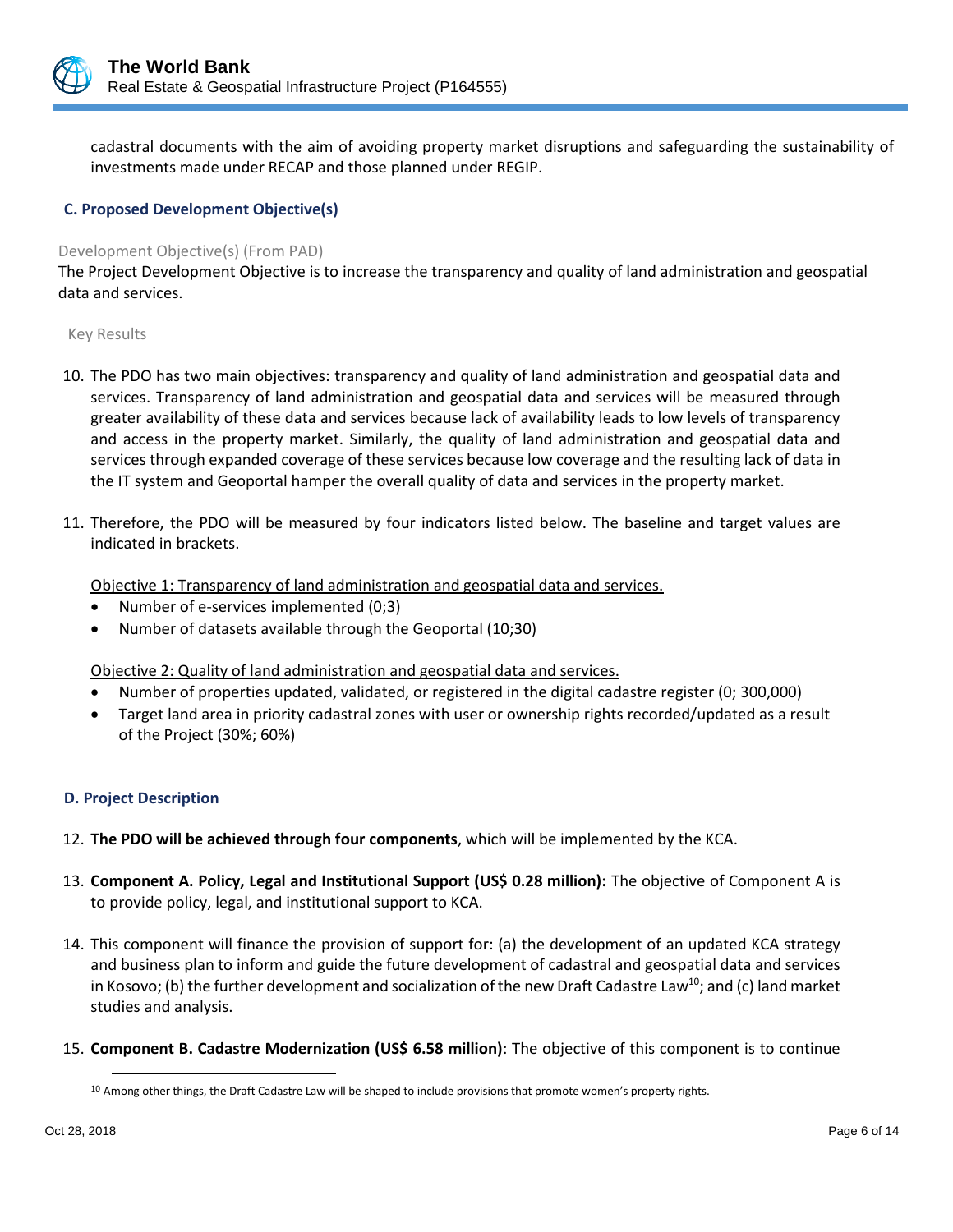cadastral documents with the aim of avoiding property market disruptions and safeguarding the sustainability of investments made under RECAP and those planned under REGIP.

### C. Proposed Development Objective(s)

Development Objective(s) (From PAD)

The Project Development Objective is to increase the transparency and quality of land administration and geospatial data and services.

Key Results

10. The PDO has two main objectives: transparency and quality of land administration and geospatial data and services. Transparency of land administration and geospatial data and services will be measured through greater availability of these data and services because lack of availability leads to low levels of transparency and access in the property market. Similarly, the quality of land administration and geospatial data and services through expanded coverage of these services because low coverage and the resulting lack of data in the IT system and Geoportal hamper the overall quality of data and services in the property market.

11. Therefore, the PDO will be measured by four indicators listed below. The baseline and target values are indicated in brackets.

    Objective 1: Transparency of land administration and geospatial data and services.

    - Number of e-services implemented (0;3)
    - Number of datasets available through the Geoportal (10;30)

    Objective 2: Quality of land administration and geospatial data and services.

    - Number of properties updated, validated, or registered in the digital cadastre register (0; 300,000)
    - Target land area in priority cadastral zones with user or ownership rights recorded/updated as a result of the Project (30%; 60%)

### D. Project Description

12. **The PDO will be achieved through four components**, which will be implemented by the KCA.

13. **Component A. Policy, Legal and Institutional Support (US$ 0.28 million):** The objective of Component A is to provide policy, legal, and institutional support to KCA.

14. This component will finance the provision of support for: (a) the development of an updated KCA strategy and business plan to inform and guide the future development of cadastral and geospatial data and services in Kosovo; (b) the further development and socialization of the new Draft Cadastre Law[10]; and (c) land market studies and analysis.

15. **Component B. Cadastre Modernization (US$ 6.58 million)**: The objective of this component is to continue

[10] Among other things, the Draft Cadastre Law will be shaped to include provisions that promote women's property rights.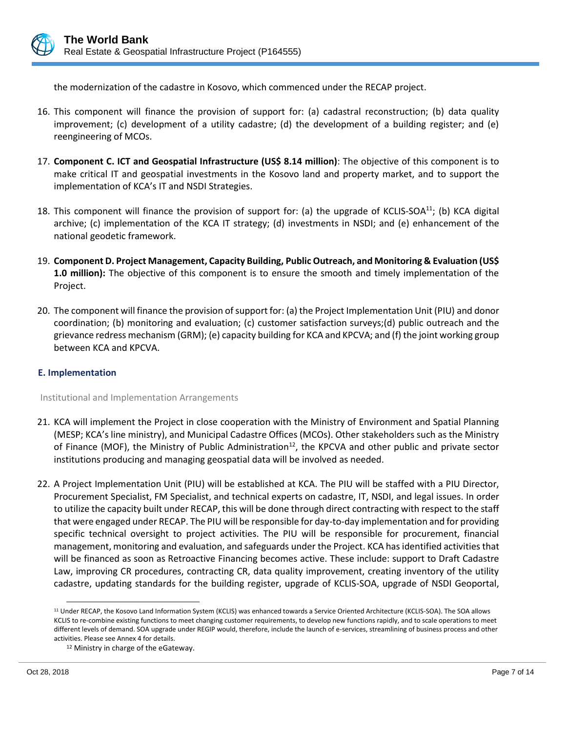the modernization of the cadastre in Kosovo, which commenced under the RECAP project.

16. This component will finance the provision of support for: (a) cadastral reconstruction; (b) data quality improvement; (c) development of a utility cadastre; (d) the development of a building register; and (e) reengineering of MCOs.

17. **Component C. ICT and Geospatial Infrastructure (US$ 8.14 million)**: The objective of this component is to make critical IT and geospatial investments in the Kosovo land and property market, and to support the implementation of KCA's IT and NSDI Strategies.

18. This component will finance the provision of support for: (a) the upgrade of KCLIS-SOA[11]; (b) KCA digital archive; (c) implementation of the KCA IT strategy; (d) investments in NSDI; and (e) enhancement of the national geodetic framework.

19. **Component D. Project Management, Capacity Building, Public Outreach, and Monitoring & Evaluation (US$ 1.0 million):** The objective of this component is to ensure the smooth and timely implementation of the Project.

20. The component will finance the provision of support for: (a) the Project Implementation Unit (PIU) and donor coordination; (b) monitoring and evaluation; (c) customer satisfaction surveys;(d) public outreach and the grievance redress mechanism (GRM); (e) capacity building for KCA and KPCVA; and (f) the joint working group between KCA and KPCVA.

### E. Implementation

#### Institutional and Implementation Arrangements

21. KCA will implement the Project in close cooperation with the Ministry of Environment and Spatial Planning (MESP; KCA's line ministry), and Municipal Cadastre Offices (MCOs). Other stakeholders such as the Ministry of Finance (MOF), the Ministry of Public Administration[12], the KPCVA and other public and private sector institutions producing and managing geospatial data will be involved as needed.

22. A Project Implementation Unit (PIU) will be established at KCA. The PIU will be staffed with a PIU Director, Procurement Specialist, FM Specialist, and technical experts on cadastre, IT, NSDI, and legal issues. In order to utilize the capacity built under RECAP, this will be done through direct contracting with respect to the staff that were engaged under RECAP. The PIU will be responsible for day-to-day implementation and for providing specific technical oversight to project activities. The PIU will be responsible for procurement, financial management, monitoring and evaluation, and safeguards under the Project. KCA has identified activities that will be financed as soon as Retroactive Financing becomes active. These include: support to Draft Cadastre Law, improving CR procedures, contracting CR, data quality improvement, creating inventory of the utility cadastre, updating standards for the building register, upgrade of KCLIS-SOA, upgrade of NSDI Geoportal,

---

[11] Under RECAP, the Kosovo Land Information System (KCLIS) was enhanced towards a Service Oriented Architecture (KCLIS-SOA). The SOA allows KCLIS to re-combine existing functions to meet changing customer requirements, to develop new functions rapidly, and to scale operations to meet different levels of demand. SOA upgrade under REGIP would, therefore, include the launch of e-services, streamlining of business process and other activities. Please see Annex 4 for details.

[12] Ministry in charge of the eGateway.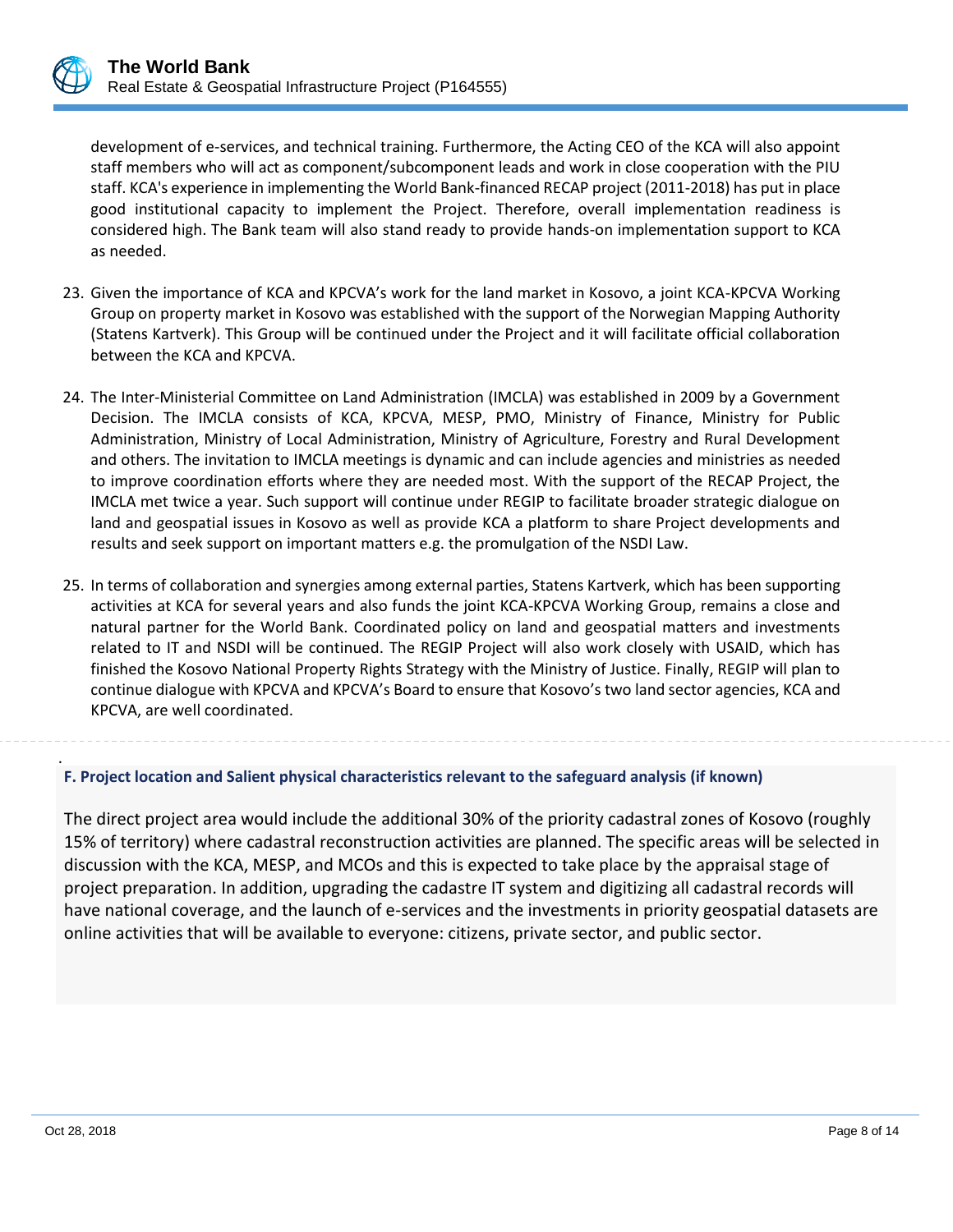development of e-services, and technical training. Furthermore, the Acting CEO of the KCA will also appoint staff members who will act as component/subcomponent leads and work in close cooperation with the PIU staff. KCA's experience in implementing the World Bank-financed RECAP project (2011-2018) has put in place good institutional capacity to implement the Project. Therefore, overall implementation readiness is considered high. The Bank team will also stand ready to provide hands-on implementation support to KCA as needed.

23. Given the importance of KCA and KPCVA's work for the land market in Kosovo, a joint KCA-KPCVA Working Group on property market in Kosovo was established with the support of the Norwegian Mapping Authority (Statens Kartverk). This Group will be continued under the Project and it will facilitate official collaboration between the KCA and KPCVA.

24. The Inter-Ministerial Committee on Land Administration (IMCLA) was established in 2009 by a Government Decision. The IMCLA consists of KCA, KPCVA, MESP, PMO, Ministry of Finance, Ministry for Public Administration, Ministry of Local Administration, Ministry of Agriculture, Forestry and Rural Development and others. The invitation to IMCLA meetings is dynamic and can include agencies and ministries as needed to improve coordination efforts where they are needed most. With the support of the RECAP Project, the IMCLA met twice a year. Such support will continue under REGIP to facilitate broader strategic dialogue on land and geospatial issues in Kosovo as well as provide KCA a platform to share Project developments and results and seek support on important matters e.g. the promulgation of the NSDI Law.

25. In terms of collaboration and synergies among external parties, Statens Kartverk, which has been supporting activities at KCA for several years and also funds the joint KCA-KPCVA Working Group, remains a close and natural partner for the World Bank. Coordinated policy on land and geospatial matters and investments related to IT and NSDI will be continued. The REGIP Project will also work closely with USAID, which has finished the Kosovo National Property Rights Strategy with the Ministry of Justice. Finally, REGIP will plan to continue dialogue with KPCVA and KPCVA's Board to ensure that Kosovo's two land sector agencies, KCA and KPCVA, are well coordinated.

**F. Project location and Salient physical characteristics relevant to the safeguard analysis (if known)**

The direct project area would include the additional 30% of the priority cadastral zones of Kosovo (roughly 15% of territory) where cadastral reconstruction activities are planned. The specific areas will be selected in discussion with the KCA, MESP, and MCOs and this is expected to take place by the appraisal stage of project preparation. In addition, upgrading the cadastre IT system and digitizing all cadastral records will have national coverage, and the launch of e-services and the investments in priority geospatial datasets are online activities that will be available to everyone: citizens, private sector, and public sector.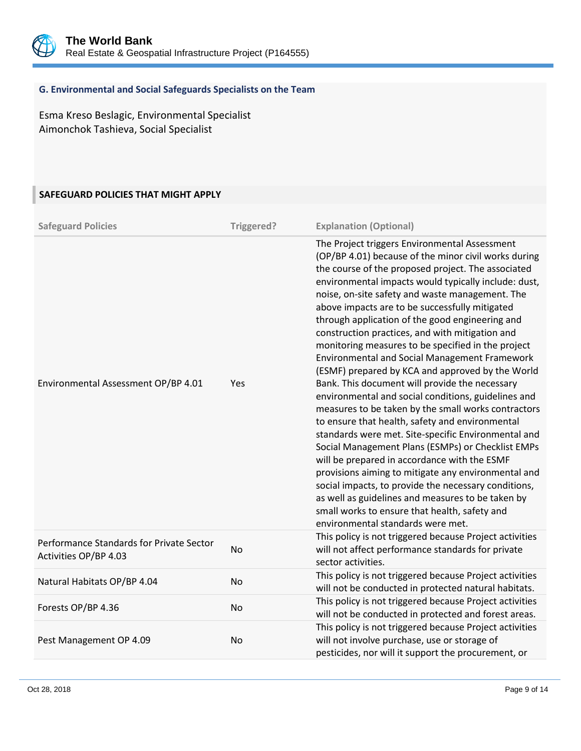### G. Environmental and Social Safeguards Specialists on the Team

Esma Kreso Beslagic, Environmental Specialist
Aimonchok Tashieva, Social Specialist

### SAFEGUARD POLICIES THAT MIGHT APPLY

| Safeguard Policies | Triggered? | Explanation (Optional) |
| --- | --- | --- |
| Environmental Assessment OP/BP 4.01 | Yes | The Project triggers Environmental Assessment (OP/BP 4.01) because of the minor civil works during the course of the proposed project. The associated environmental impacts would typically include: dust, noise, on-site safety and waste management. The above impacts are to be successfully mitigated through application of the good engineering and construction practices, and with mitigation and monitoring measures to be specified in the project Environmental and Social Management Framework (ESMF) prepared by KCA and approved by the World Bank. This document will provide the necessary environmental and social conditions, guidelines and measures to be taken by the small works contractors to ensure that health, safety and environmental standards were met. Site-specific Environmental and Social Management Plans (ESMPs) or Checklist EMPs will be prepared in accordance with the ESMF provisions aiming to mitigate any environmental and social impacts, to provide the necessary conditions, as well as guidelines and measures to be taken by small works to ensure that health, safety and environmental standards were met. |
| Performance Standards for Private Sector Activities OP/BP 4.03 | No | This policy is not triggered because Project activities will not affect performance standards for private sector activities. |
| Natural Habitats OP/BP 4.04 | No | This policy is not triggered because Project activities will not be conducted in protected natural habitats. |
| Forests OP/BP 4.36 | No | This policy is not triggered because Project activities will not be conducted in protected and forest areas. |
| Pest Management OP 4.09 | No | This policy is not triggered because Project activities will not involve purchase, use or storage of pesticides, nor will it support the procurement, or |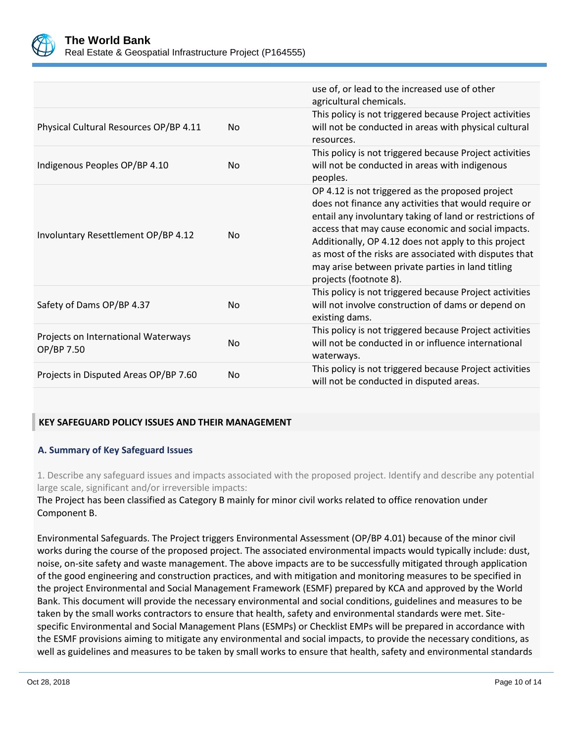| | | |
|---|---|---|
| | | use of, or lead to the increased use of other agricultural chemicals. |
| Physical Cultural Resources OP/BP 4.11 | No | This policy is not triggered because Project activities will not be conducted in areas with physical cultural resources. |
| Indigenous Peoples OP/BP 4.10 | No | This policy is not triggered because Project activities will not be conducted in areas with indigenous peoples. |
| Involuntary Resettlement OP/BP 4.12 | No | OP 4.12 is not triggered as the proposed project does not finance any activities that would require or entail any involuntary taking of land or restrictions of access that may cause economic and social impacts. Additionally, OP 4.12 does not apply to this project as most of the risks are associated with disputes that may arise between private parties in land titling projects (footnote 8). |
| Safety of Dams OP/BP 4.37 | No | This policy is not triggered because Project activities will not involve construction of dams or depend on existing dams. |
| Projects on International Waterways OP/BP 7.50 | No | This policy is not triggered because Project activities will not be conducted in or influence international waterways. |
| Projects in Disputed Areas OP/BP 7.60 | No | This policy is not triggered because Project activities will not be conducted in disputed areas. |

## KEY SAFEGUARD POLICY ISSUES AND THEIR MANAGEMENT

### A. Summary of Key Safeguard Issues

1. Describe any safeguard issues and impacts associated with the proposed project. Identify and describe any potential large scale, significant and/or irreversible impacts:

The Project has been classified as Category B mainly for minor civil works related to office renovation under Component B.

Environmental Safeguards. The Project triggers Environmental Assessment (OP/BP 4.01) because of the minor civil works during the course of the proposed project. The associated environmental impacts would typically include: dust, noise, on-site safety and waste management. The above impacts are to be successfully mitigated through application of the good engineering and construction practices, and with mitigation and monitoring measures to be specified in the project Environmental and Social Management Framework (ESMF) prepared by KCA and approved by the World Bank. This document will provide the necessary environmental and social conditions, guidelines and measures to be taken by the small works contractors to ensure that health, safety and environmental standards were met. Site-specific Environmental and Social Management Plans (ESMPs) or Checklist EMPs will be prepared in accordance with the ESMF provisions aiming to mitigate any environmental and social impacts, to provide the necessary conditions, as well as guidelines and measures to be taken by small works to ensure that health, safety and environmental standards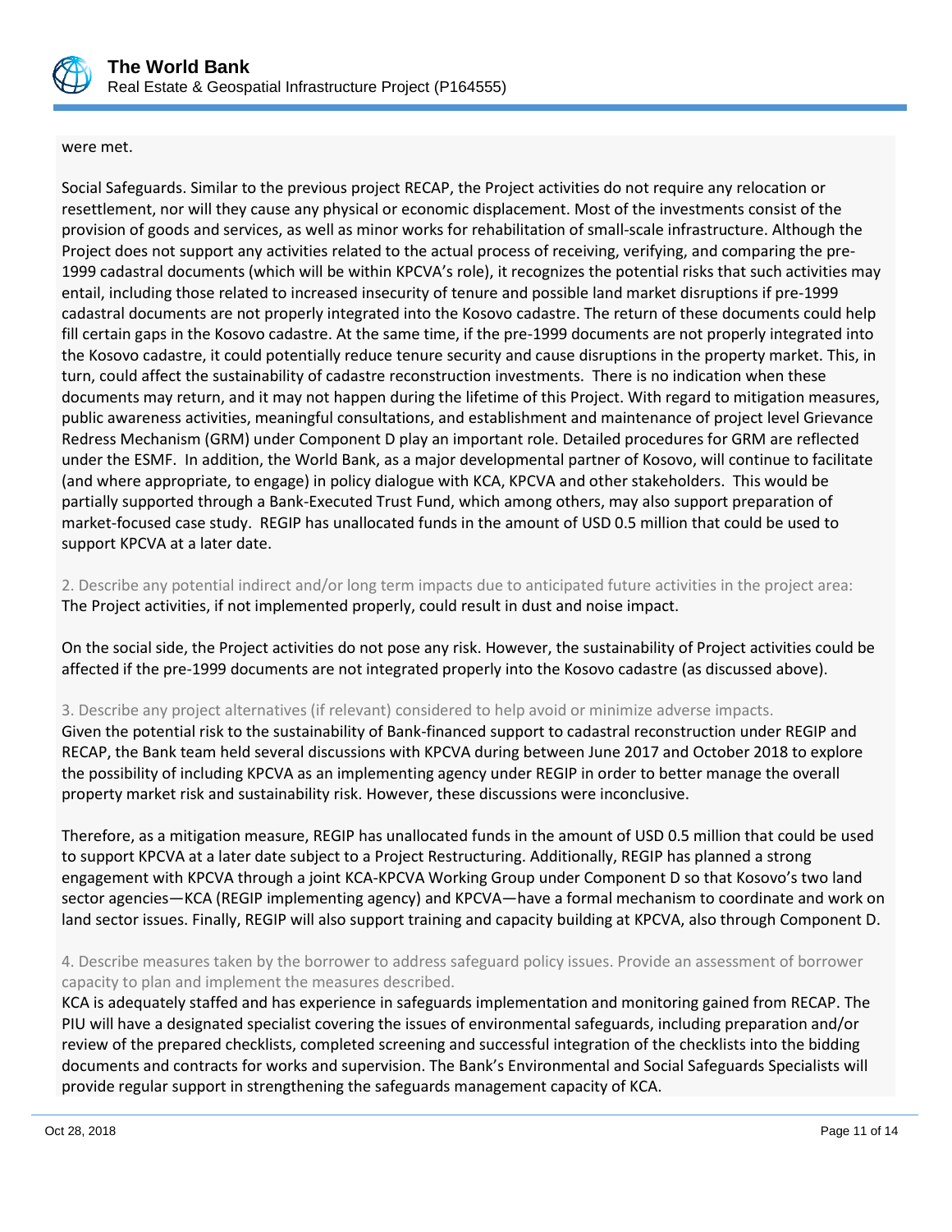were met.

Social Safeguards. Similar to the previous project RECAP, the Project activities do not require any relocation or resettlement, nor will they cause any physical or economic displacement. Most of the investments consist of the provision of goods and services, as well as minor works for rehabilitation of small-scale infrastructure. Although the Project does not support any activities related to the actual process of receiving, verifying, and comparing the pre-1999 cadastral documents (which will be within KPCVA's role), it recognizes the potential risks that such activities may entail, including those related to increased insecurity of tenure and possible land market disruptions if pre-1999 cadastral documents are not properly integrated into the Kosovo cadastre. The return of these documents could help fill certain gaps in the Kosovo cadastre. At the same time, if the pre-1999 documents are not properly integrated into the Kosovo cadastre, it could potentially reduce tenure security and cause disruptions in the property market. This, in turn, could affect the sustainability of cadastre reconstruction investments. There is no indication when these documents may return, and it may not happen during the lifetime of this Project. With regard to mitigation measures, public awareness activities, meaningful consultations, and establishment and maintenance of project level Grievance Redress Mechanism (GRM) under Component D play an important role. Detailed procedures for GRM are reflected under the ESMF. In addition, the World Bank, as a major developmental partner of Kosovo, will continue to facilitate (and where appropriate, to engage) in policy dialogue with KCA, KPCVA and other stakeholders. This would be partially supported through a Bank-Executed Trust Fund, which among others, may also support preparation of market-focused case study. REGIP has unallocated funds in the amount of USD 0.5 million that could be used to support KPCVA at a later date.

2. Describe any potential indirect and/or long term impacts due to anticipated future activities in the project area:
The Project activities, if not implemented properly, could result in dust and noise impact.

On the social side, the Project activities do not pose any risk. However, the sustainability of Project activities could be affected if the pre-1999 documents are not integrated properly into the Kosovo cadastre (as discussed above).

3. Describe any project alternatives (if relevant) considered to help avoid or minimize adverse impacts.
Given the potential risk to the sustainability of Bank-financed support to cadastral reconstruction under REGIP and RECAP, the Bank team held several discussions with KPCVA during between June 2017 and October 2018 to explore the possibility of including KPCVA as an implementing agency under REGIP in order to better manage the overall property market risk and sustainability risk. However, these discussions were inconclusive.

Therefore, as a mitigation measure, REGIP has unallocated funds in the amount of USD 0.5 million that could be used to support KPCVA at a later date subject to a Project Restructuring. Additionally, REGIP has planned a strong engagement with KPCVA through a joint KCA-KPCVA Working Group under Component D so that Kosovo's two land sector agencies—KCA (REGIP implementing agency) and KPCVA—have a formal mechanism to coordinate and work on land sector issues. Finally, REGIP will also support training and capacity building at KPCVA, also through Component D.

4. Describe measures taken by the borrower to address safeguard policy issues. Provide an assessment of borrower capacity to plan and implement the measures described.
KCA is adequately staffed and has experience in safeguards implementation and monitoring gained from RECAP. The PIU will have a designated specialist covering the issues of environmental safeguards, including preparation and/or review of the prepared checklists, completed screening and successful integration of the checklists into the bidding documents and contracts for works and supervision. The Bank's Environmental and Social Safeguards Specialists will provide regular support in strengthening the safeguards management capacity of KCA.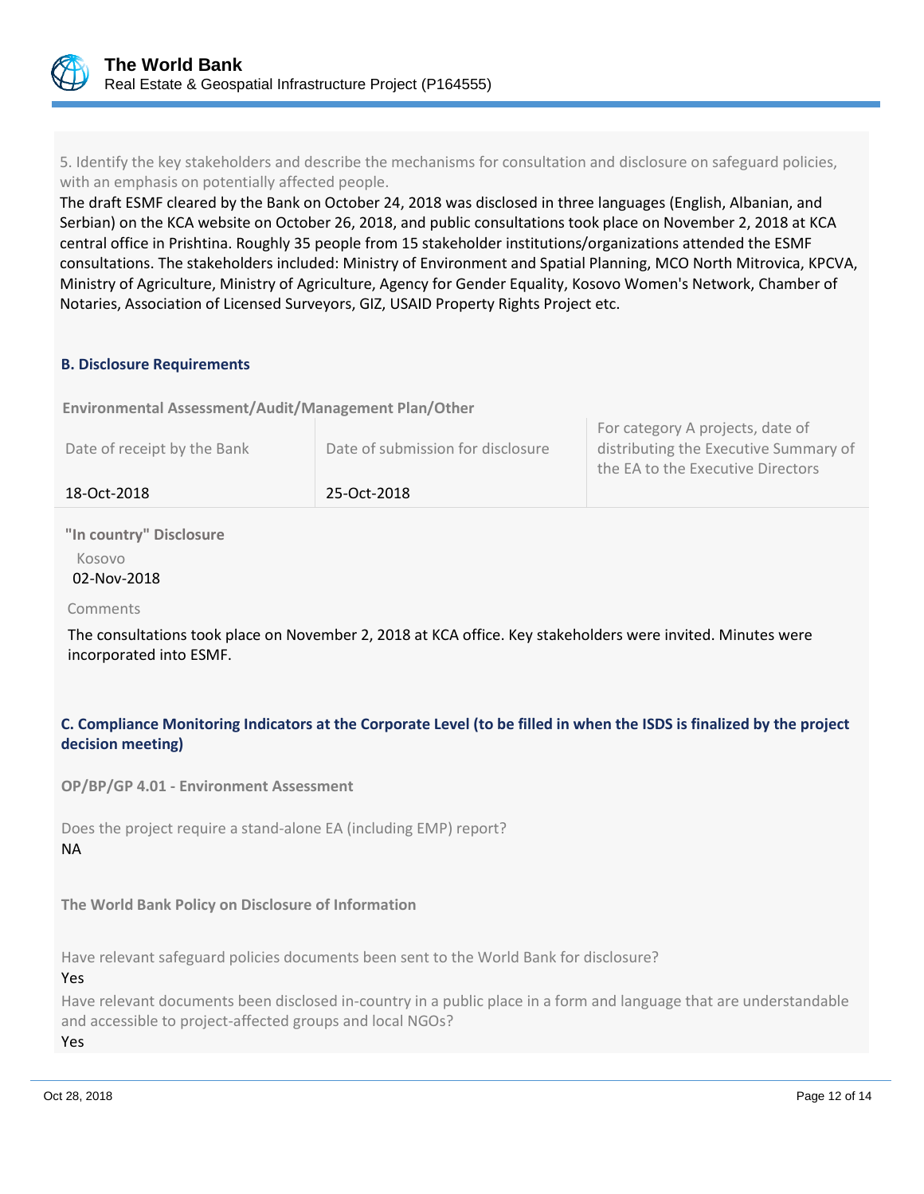5. Identify the key stakeholders and describe the mechanisms for consultation and disclosure on safeguard policies, with an emphasis on potentially affected people.

The draft ESMF cleared by the Bank on October 24, 2018 was disclosed in three languages (English, Albanian, and Serbian) on the KCA website on October 26, 2018, and public consultations took place on November 2, 2018 at KCA central office in Prishtina. Roughly 35 people from 15 stakeholder institutions/organizations attended the ESMF consultations. The stakeholders included: Ministry of Environment and Spatial Planning, MCO North Mitrovica, KPCVA, Ministry of Agriculture, Ministry of Agriculture, Agency for Gender Equality, Kosovo Women's Network, Chamber of Notaries, Association of Licensed Surveyors, GIZ, USAID Property Rights Project etc.

### B. Disclosure Requirements

**Environmental Assessment/Audit/Management Plan/Other**

| Date of receipt by the Bank | Date of submission for disclosure | For category A projects, date of distributing the Executive Summary of the EA to the Executive Directors |
|---|---|---|
| 18-Oct-2018 | 25-Oct-2018 | |

**"In country" Disclosure**

Kosovo
02-Nov-2018

Comments

The consultations took place on November 2, 2018 at KCA office. Key stakeholders were invited. Minutes were incorporated into ESMF.

### C. Compliance Monitoring Indicators at the Corporate Level (to be filled in when the ISDS is finalized by the project decision meeting)

**OP/BP/GP 4.01 - Environment Assessment**

Does the project require a stand-alone EA (including EMP) report?
NA

**The World Bank Policy on Disclosure of Information**

Have relevant safeguard policies documents been sent to the World Bank for disclosure?
Yes

Have relevant documents been disclosed in-country in a public place in a form and language that are understandable and accessible to project-affected groups and local NGOs?
Yes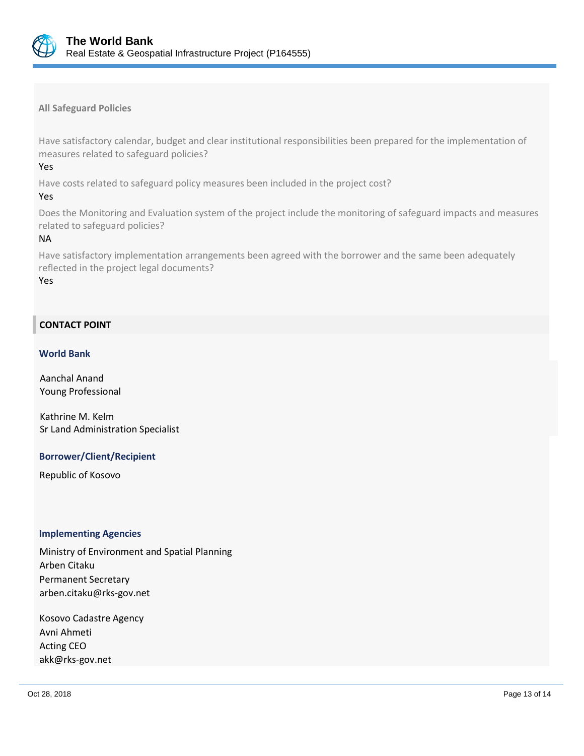### All Safeguard Policies

Have satisfactory calendar, budget and clear institutional responsibilities been prepared for the implementation of measures related to safeguard policies?

Yes

Have costs related to safeguard policy measures been included in the project cost?

Yes

Does the Monitoring and Evaluation system of the project include the monitoring of safeguard impacts and measures related to safeguard policies?

NA

Have satisfactory implementation arrangements been agreed with the borrower and the same been adequately reflected in the project legal documents?

Yes

## CONTACT POINT

### World Bank

Aanchal Anand
Young Professional

Kathrine M. Kelm
Sr Land Administration Specialist

### Borrower/Client/Recipient

Republic of Kosovo

### Implementing Agencies

Ministry of Environment and Spatial Planning
Arben Citaku
Permanent Secretary
arben.citaku@rks-gov.net

Kosovo Cadastre Agency
Avni Ahmeti
Acting CEO
akk@rks-gov.net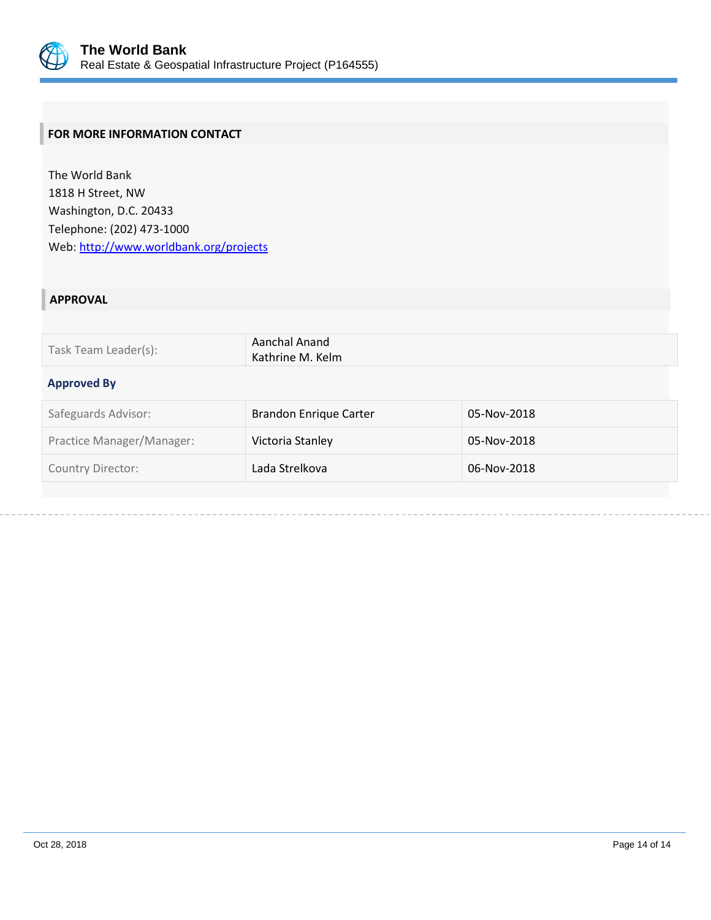## FOR MORE INFORMATION CONTACT

The World Bank
1818 H Street, NW
Washington, D.C. 20433
Telephone: (202) 473-1000
Web: http://www.worldbank.org/projects

## APPROVAL

| | |
|---|---|
| Task Team Leader(s): | Aanchal Anand<br>Kathrine M. Kelm |

**Approved By**

| | | |
|---|---|---|
| Safeguards Advisor: | Brandon Enrique Carter | 05-Nov-2018 |
| Practice Manager/Manager: | Victoria Stanley | 05-Nov-2018 |
| Country Director: | Lada Strelkova | 06-Nov-2018 |